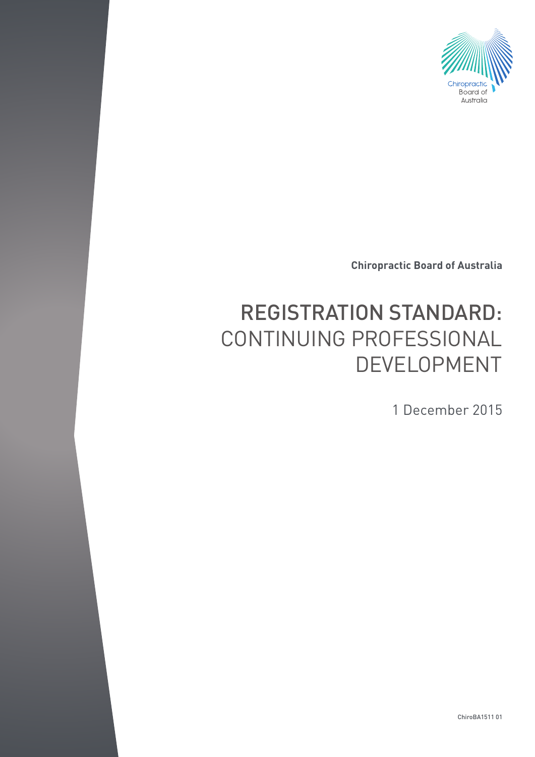Chiropractic Board of Australia

# REGISTRATION STANDARD: CONTINUING PROFESSIONAL DEVELOPMENT

1 December 2015

ChiroBA1511 01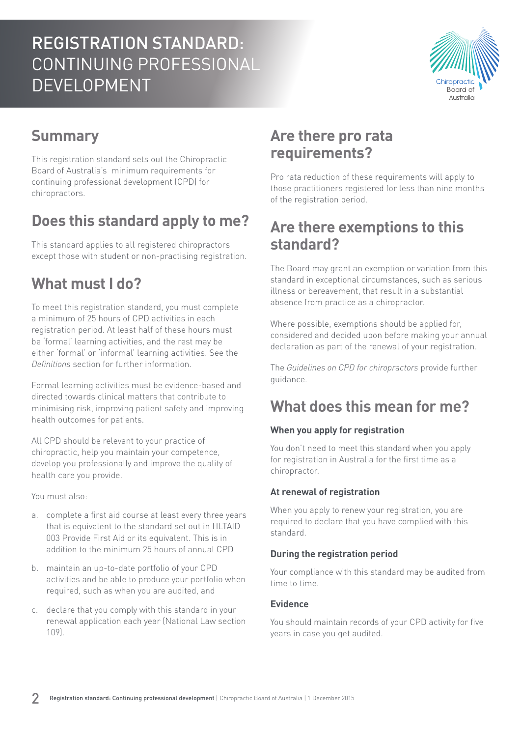# REGISTRATION STANDARD: CONTINUING PROFESSIONAL DEVELOPMENT

## Summary

This registration standard sets out the Chiropractic Board of Australia's minimum requirements for continuing professional development (CPD) for chiropractors.

## Does this standard apply to me?

This standard applies to all registered chiropractors except those with student or non-practising registration.

## What must I do?

To meet this registration standard, you must complete a minimum of 25 hours of CPD activities in each registration period. At least half of these hours must be 'formal' learning activities, and the rest may be either 'formal' or 'informal' learning activities. See the *Definitions* section for further information.

Formal learning activities must be evidence-based and directed towards clinical matters that contribute to minimising risk, improving patient safety and improving health outcomes for patients.

All CPD should be relevant to your practice of chiropractic, help you maintain your competence, develop you professionally and improve the quality of health care you provide.

You must also:

a. complete a first aid course at least every three years that is equivalent to the standard set out in HLTAID 003 Provide First Aid or its equivalent. This is in addition to the minimum 25 hours of annual CPD

b. maintain an up-to-date portfolio of your CPD activities and be able to produce your portfolio when required, such as when you are audited, and

c. declare that you comply with this standard in your renewal application each year (National Law section 109).

## Are there pro rata requirements?

Pro rata reduction of these requirements will apply to those practitioners registered for less than nine months of the registration period.

## Are there exemptions to this standard?

The Board may grant an exemption or variation from this standard in exceptional circumstances, such as serious illness or bereavement, that result in a substantial absence from practice as a chiropractor.

Where possible, exemptions should be applied for, considered and decided upon before making your annual declaration as part of the renewal of your registration.

The *Guidelines on CPD for chiropractors* provide further guidance.

## What does this mean for me?

### When you apply for registration

You don't need to meet this standard when you apply for registration in Australia for the first time as a chiropractor.

### At renewal of registration

When you apply to renew your registration, you are required to declare that you have complied with this standard.

### During the registration period

Your compliance with this standard may be audited from time to time.

### Evidence

You should maintain records of your CPD activity for five years in case you get audited.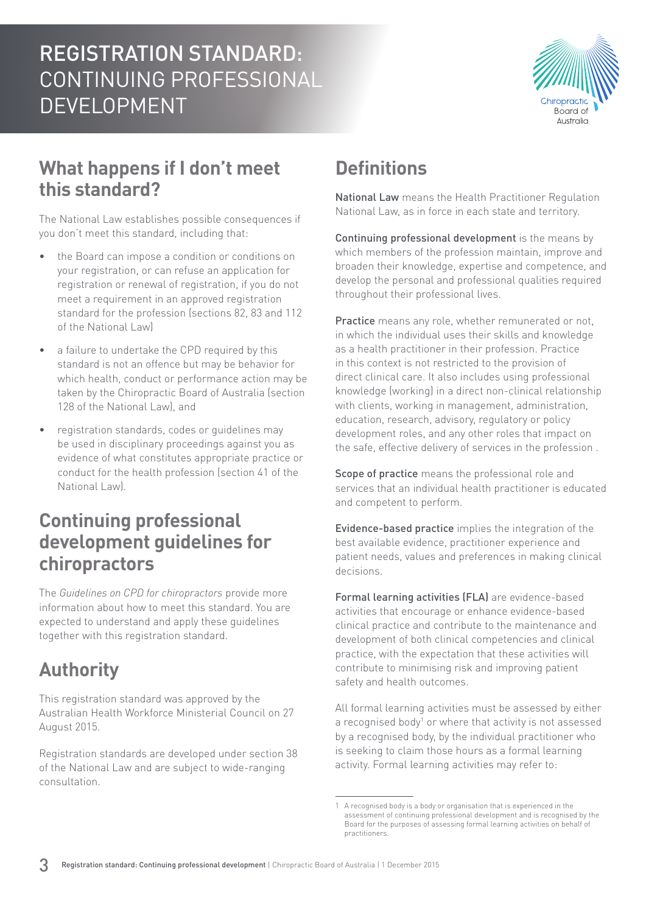# REGISTRATION STANDARD: CONTINUING PROFESSIONAL DEVELOPMENT

## What happens if I don't meet this standard?

The National Law establishes possible consequences if you don't meet this standard, including that:

- the Board can impose a condition or conditions on your registration, or can refuse an application for registration or renewal of registration, if you do not meet a requirement in an approved registration standard for the profession (sections 82, 83 and 112 of the National Law)
- a failure to undertake the CPD required by this standard is not an offence but may be behavior for which health, conduct or performance action may be taken by the Chiropractic Board of Australia (section 128 of the National Law), and
- registration standards, codes or guidelines may be used in disciplinary proceedings against you as evidence of what constitutes appropriate practice or conduct for the health profession (section 41 of the National Law).

## Continuing professional development guidelines for chiropractors

The *Guidelines on CPD for chiropractors* provide more information about how to meet this standard. You are expected to understand and apply these guidelines together with this registration standard.

## Authority

This registration standard was approved by the Australian Health Workforce Ministerial Council on 27 August 2015.

Registration standards are developed under section 38 of the National Law and are subject to wide-ranging consultation.

## Definitions

**National Law** means the Health Practitioner Regulation National Law, as in force in each state and territory.

**Continuing professional development** is the means by which members of the profession maintain, improve and broaden their knowledge, expertise and competence, and develop the personal and professional qualities required throughout their professional lives.

**Practice** means any role, whether remunerated or not, in which the individual uses their skills and knowledge as a health practitioner in their profession. Practice in this context is not restricted to the provision of direct clinical care. It also includes using professional knowledge (working) in a direct non-clinical relationship with clients, working in management, administration, education, research, advisory, regulatory or policy development roles, and any other roles that impact on the safe, effective delivery of services in the profession .

**Scope of practice** means the professional role and services that an individual health practitioner is educated and competent to perform.

**Evidence-based practice** implies the integration of the best available evidence, practitioner experience and patient needs, values and preferences in making clinical decisions.

**Formal learning activities (FLA)** are evidence-based activities that encourage or enhance evidence-based clinical practice and contribute to the maintenance and development of both clinical competencies and clinical practice, with the expectation that these activities will contribute to minimising risk and improving patient safety and health outcomes.

All formal learning activities must be assessed by either a recognised body[1] or where that activity is not assessed by a recognised body, by the individual practitioner who is seeking to claim those hours as a formal learning activity. Formal learning activities may refer to:

[1] A recognised body is a body or organisation that is experienced in the assessment of continuing professional development and is recognised by the Board for the purposes of assessing formal learning activities on behalf of practitioners.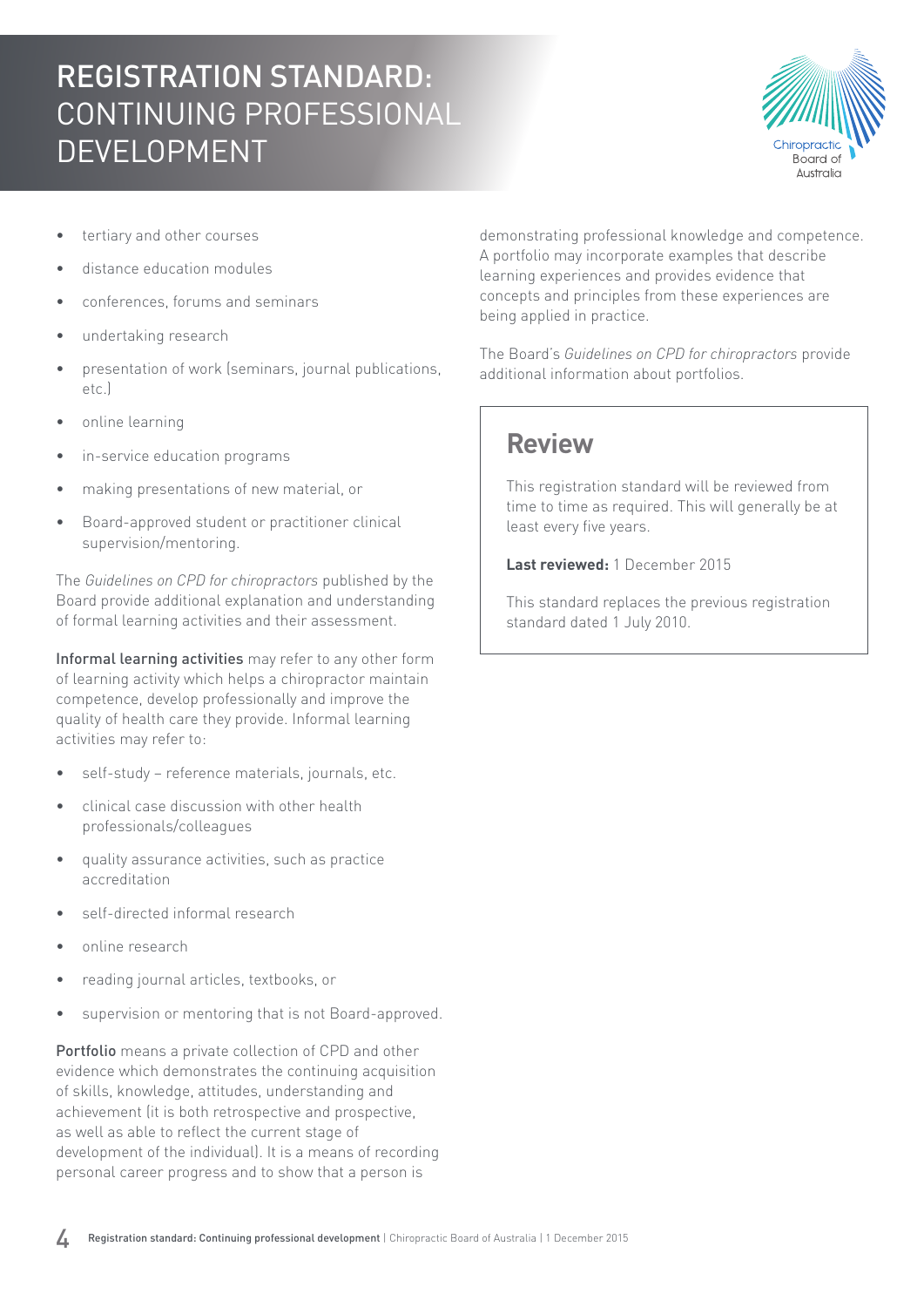- tertiary and other courses
- distance education modules
- conferences, forums and seminars
- undertaking research
- presentation of work (seminars, journal publications, etc.)
- online learning
- in-service education programs
- making presentations of new material, or
- Board-approved student or practitioner clinical supervision/mentoring.

The *Guidelines on CPD for chiropractors* published by the Board provide additional explanation and understanding of formal learning activities and their assessment.

**Informal learning activities** may refer to any other form of learning activity which helps a chiropractor maintain competence, develop professionally and improve the quality of health care they provide. Informal learning activities may refer to:

- self-study – reference materials, journals, etc.
- clinical case discussion with other health professionals/colleagues
- quality assurance activities, such as practice accreditation
- self-directed informal research
- online research
- reading journal articles, textbooks, or
- supervision or mentoring that is not Board-approved.

**Portfolio** means a private collection of CPD and other evidence which demonstrates the continuing acquisition of skills, knowledge, attitudes, understanding and achievement (it is both retrospective and prospective, as well as able to reflect the current stage of development of the individual). It is a means of recording personal career progress and to show that a person is demonstrating professional knowledge and competence. A portfolio may incorporate examples that describe learning experiences and provides evidence that concepts and principles from these experiences are being applied in practice.

The Board's *Guidelines on CPD for chiropractors* provide additional information about portfolios.

## Review

This registration standard will be reviewed from time to time as required. This will generally be at least every five years.

**Last reviewed:** 1 December 2015

This standard replaces the previous registration standard dated 1 July 2010.